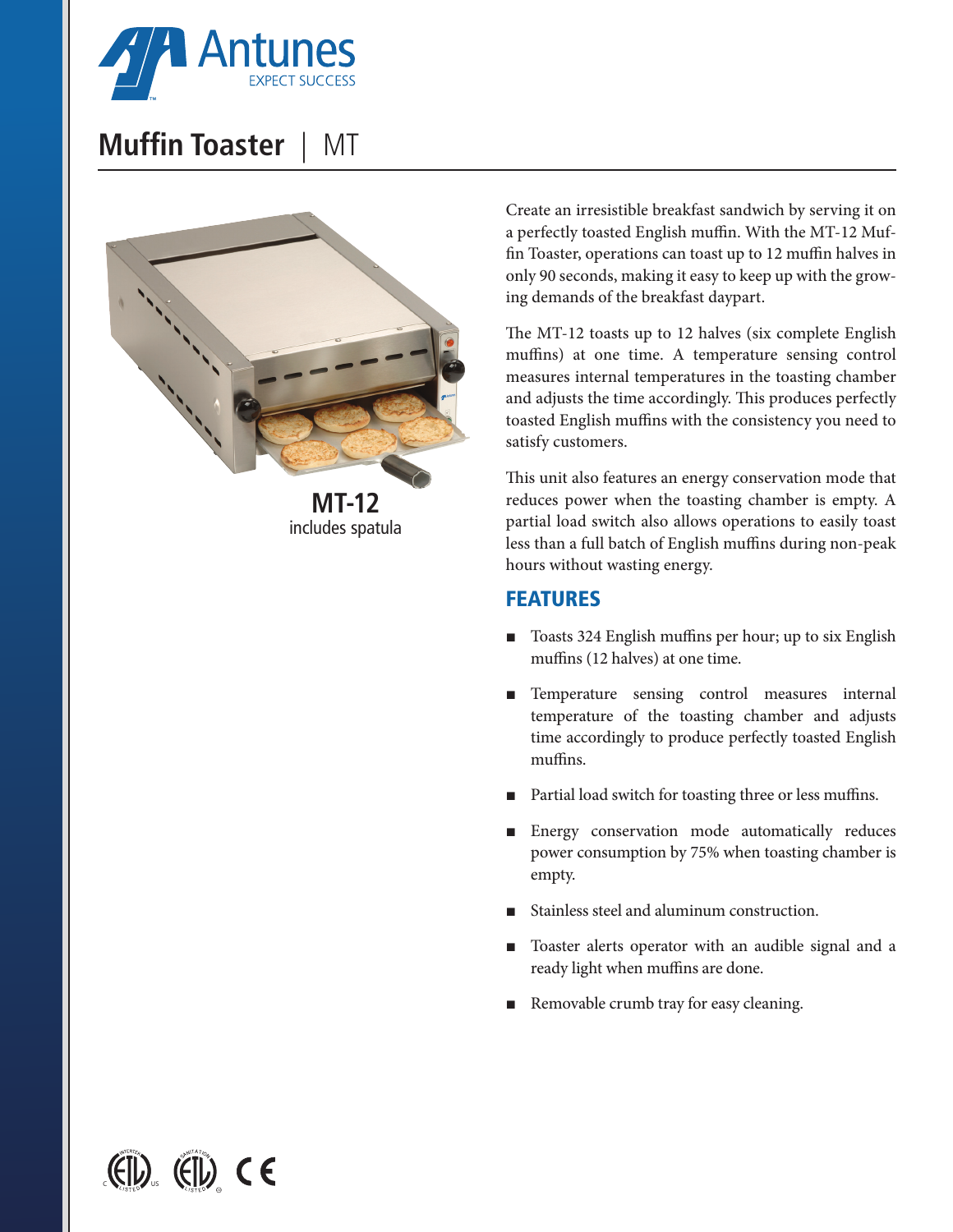# Muffin Toaster | MT

**MT-12**
includes spatula

Create an irresistible breakfast sandwich by serving it on a perfectly toasted English muffin. With the MT-12 Muffin Toaster, operations can toast up to 12 muffin halves in only 90 seconds, making it easy to keep up with the growing demands of the breakfast daypart.

The MT-12 toasts up to 12 halves (six complete English muffins) at one time. A temperature sensing control measures internal temperatures in the toasting chamber and adjusts the time accordingly. This produces perfectly toasted English muffins with the consistency you need to satisfy customers.

This unit also features an energy conservation mode that reduces power when the toasting chamber is empty. A partial load switch also allows operations to easily toast less than a full batch of English muffins during non-peak hours without wasting energy.

## FEATURES

- Toasts 324 English muffins per hour; up to six English muffins (12 halves) at one time.
- Temperature sensing control measures internal temperature of the toasting chamber and adjusts time accordingly to produce perfectly toasted English muffins.
- Partial load switch for toasting three or less muffins.
- Energy conservation mode automatically reduces power consumption by 75% when toasting chamber is empty.
- Stainless steel and aluminum construction.
- Toaster alerts operator with an audible signal and a ready light when muffins are done.
- Removable crumb tray for easy cleaning.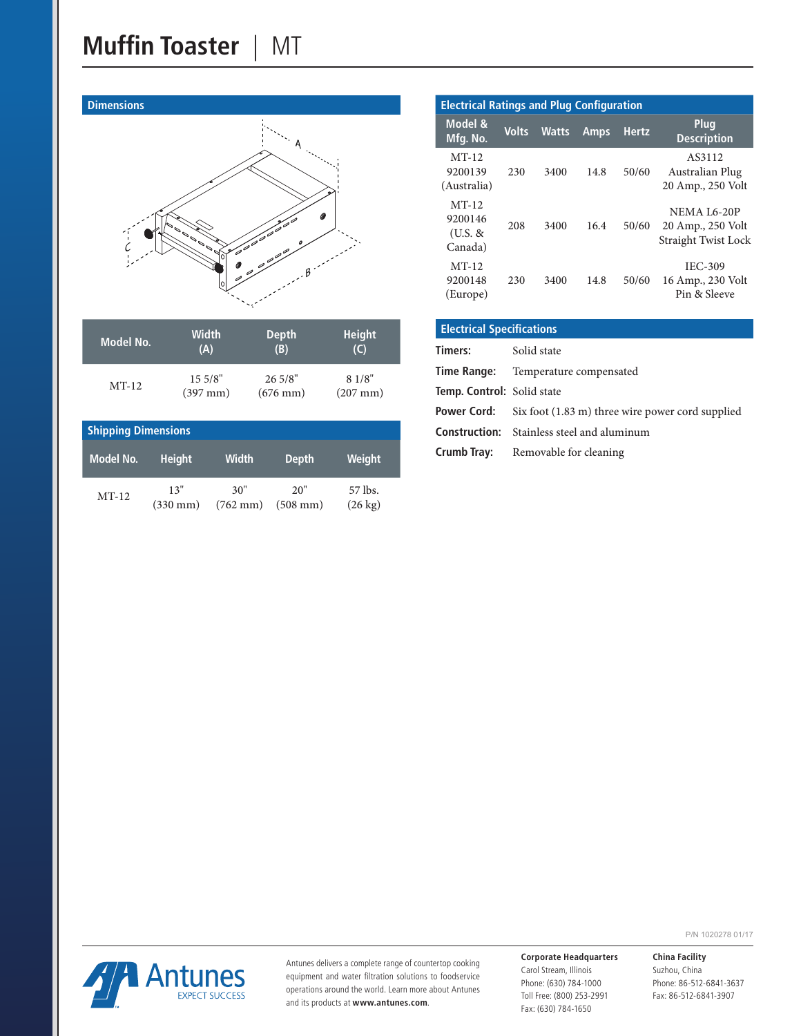# Muffin Toaster | MT

## Dimensions

A

B

C

| Model No. | Width (A) | Depth (B) | Height (C) |
|---|---|---|---|
| MT-12 | 15 5/8" (397 mm) | 26 5/8" (676 mm) | 8 1/8" (207 mm) |

## Shipping Dimensions

| Model No. | Height | Width | Depth | Weight |
|---|---|---|---|---|
| MT-12 | 13" (330 mm) | 30" (762 mm) | 20" (508 mm) | 57 lbs. (26 kg) |

## Electrical Ratings and Plug Configuration

| Model & Mfg. No. | Volts | Watts | Amps | Hertz | Plug Description |
|---|---|---|---|---|---|
| MT-12 9200139 (Australia) | 230 | 3400 | 14.8 | 50/60 | AS3112 Australian Plug 20 Amp., 250 Volt |
| MT-12 9200146 (U.S. & Canada) | 208 | 3400 | 16.4 | 50/60 | NEMA L6-20P 20 Amp., 250 Volt Straight Twist Lock |
| MT-12 9200148 (Europe) | 230 | 3400 | 14.8 | 50/60 | IEC-309 16 Amp., 230 Volt Pin & Sleeve |

## Electrical Specifications

**Timers:** Solid state

**Time Range:** Temperature compensated

**Temp. Control:** Solid state

**Power Cord:** Six foot (1.83 m) three wire power cord supplied

**Construction:** Stainless steel and aluminum

**Crumb Tray:** Removable for cleaning

P/N 1020278 01/17

Antunes
EXPECT SUCCESS

Antunes delivers a complete range of countertop cooking equipment and water filtration solutions to foodservice operations around the world. Learn more about Antunes and its products at **www.antunes.com**.

**Corporate Headquarters**
Carol Stream, Illinois
Phone: (630) 784-1000
Toll Free: (800) 253-2991
Fax: (630) 784-1650

**China Facility**
Suzhou, China
Phone: 86-512-6841-3637
Fax: 86-512-6841-3907